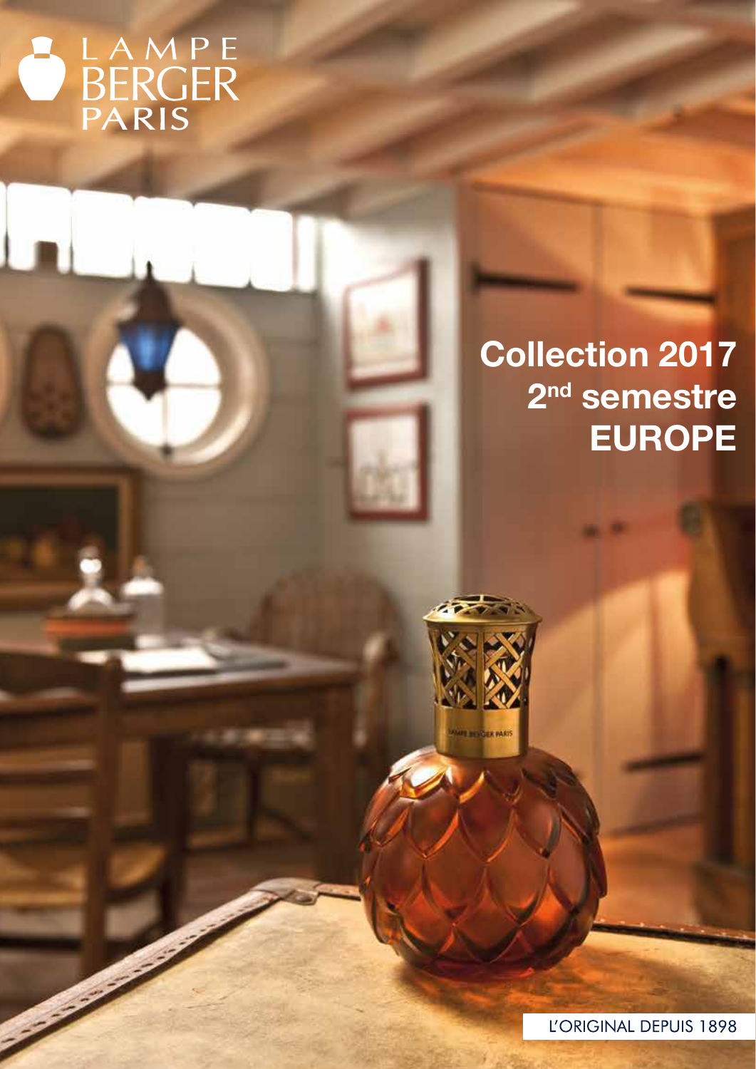LAMPE BERGER PARIS

# Collection 2017
## 2nd semestre
## EUROPE

L'ORIGINAL DEPUIS 1898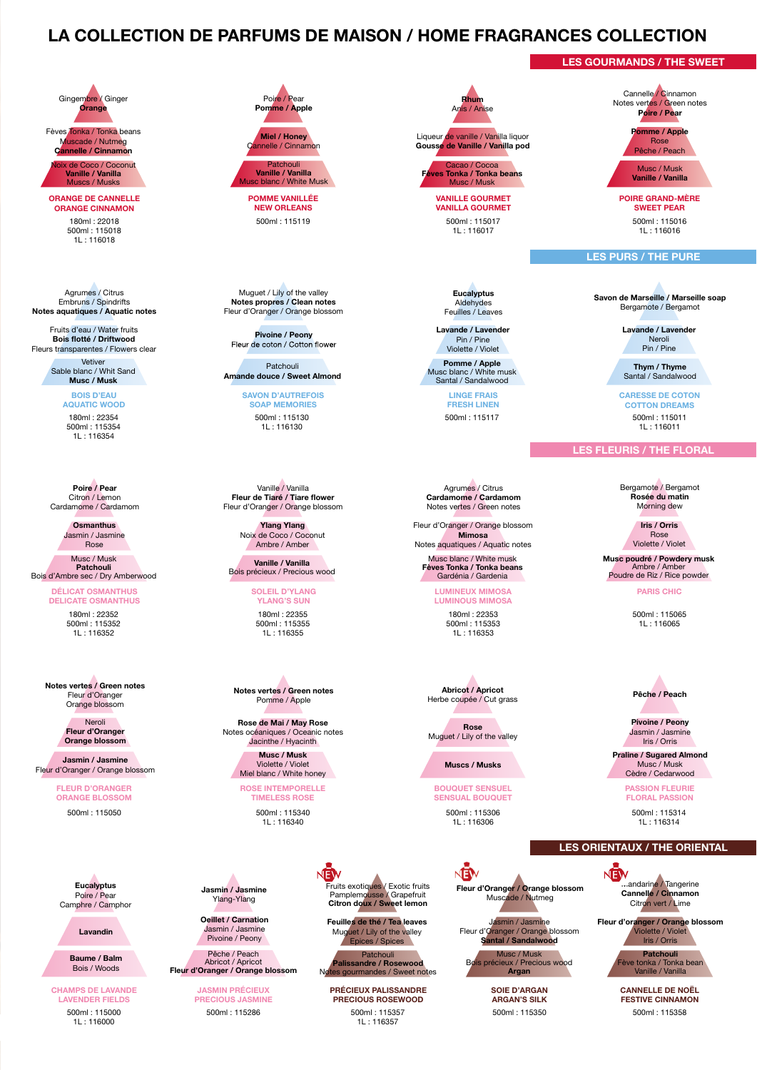# LA COLLECTION DE PARFUMS DE MAISON / HOME FRAGRANCES COLLECTION

## LES GOURMANDS / THE SWEET

### ORANGE DE CANNELLE / ORANGE CINNAMON

Gingembre / Ginger
**Orange**

Fèves Tonka / Tonka beans
Muscade / Nutmeg
**Cannelle / Cinnamon**

Noix de Coco / Coconut
**Vanille / Vanilla**
Muscs / Musks

180ml : 22018
500ml : 115018
1L : 116018

### POMME VANILLÉE / NEW ORLEANS

Poire / Pear
**Pomme / Apple**

**Miel / Honey**
Cannelle / Cinnamon

Patchouli
**Vanille / Vanilla**
Musc blanc / White Musk

500ml : 115119

### VANILLE GOURMET / VANILLA GOURMET

**Rhum**
Anis / Anise

Liqueur de vanille / Vanilla liquor
**Gousse de Vanille / Vanilla pod**

Cacao / Cocoa
**Fèves Tonka / Tonka beans**
Musc / Musk

500ml : 115017
1L : 116017

### POIRE GRAND-MÈRE / SWEET PEAR

Cannelle / Cinnamon
Notes vertes / Green notes
**Poire / Pear**

**Pomme / Apple**
Rose
Pêche / Peach

Musc / Musk
**Vanille / Vanilla**

500ml : 115016
1L : 116016

## LES PURS / THE PURE

### BOIS D'EAU / AQUATIC WOOD

Agrumes / Citrus
Embruns / Spindrifts
**Notes aquatiques / Aquatic notes**

Fruits d'eau / Water fruits
**Bois flotté / Driftwood**
Fleurs transparentes / Flowers clear

Vetiver
Sable blanc / Whit Sand
**Musc / Musk**

180ml : 22354
500ml : 115354
1L : 116354

### SAVON D'AUTREFOIS / SOAP MEMORIES

Muguet / Lily of the valley
**Notes propres / Clean notes**
Fleur d'Oranger / Orange blossom

**Pivoine / Peony**
Fleur de coton / Cotton flower

Patchouli
**Amande douce / Sweet Almond**

500ml : 115130
1L : 116130

### LINGE FRAIS / FRESH LINEN

**Eucalyptus**
Aldehydes
Feuilles / Leaves

**Lavande / Lavender**
Pin / Pine
Violette / Violet

**Pomme / Apple**
Musc blanc / White musk
Santal / Sandalwood

500ml : 115117

### CARESSE DE COTON / COTTON DREAMS

**Savon de Marseille / Marseille soap**
Bergamote / Bergamot

**Lavande / Lavender**
Neroli
Pin / Pine

**Thym / Thyme**
Santal / Sandalwood

500ml : 115011
1L : 116011

## LES FLEURIS / THE FLORAL

### DÉLICAT OSMANTHUS / DELICATE OSMANTHUS

**Poire / Pear**
Citron / Lemon
Cardamome / Cardamom

**Osmanthus**
Jasmin / Jasmine
Rose

Musc / Musk
**Patchouli**
Bois d'Ambre sec / Dry Amberwood

180ml : 22352
500ml : 115352
1L : 116352

### SOLEIL D'YLANG / YLANG'S SUN

Vanille / Vanilla
**Fleur de Tiaré / Tiare flower**
Fleur d'Oranger / Orange blossom

**Ylang Ylang**
Noix de Coco / Coconut
Ambre / Amber

**Vanille / Vanilla**
Bois précieux / Precious wood

180ml : 22355
500ml : 115355
1L : 116355

### LUMINEUX MIMOSA / LUMINOUS MIMOSA

Agrumes / Citrus
**Cardamome / Cardamom**
Notes vertes / Green notes

Fleur d'Oranger / Orange blossom
**Mimosa**
Notes aquatiques / Aquatic notes

Musc blanc / White musk
**Fèves Tonka / Tonka beans**
Gardénia / Gardenia

180ml : 22353
500ml : 115353
1L : 116353

### PARIS CHIC

Bergamote / Bergamot
**Rosée du matin**
Morning dew

**Iris / Orris**
Rose
Violette / Violet

**Musc poudré / Powdery musk**
Ambre / Amber
Poudre de Riz / Rice powder

500ml : 115065
1L : 116065

### FLEUR D'ORANGER / ORANGE BLOSSOM

**Notes vertes / Green notes**
Fleur d'Oranger
Orange blossom

Neroli
**Fleur d'Oranger**
**Orange blossom**

**Jasmin / Jasmine**
Fleur d'Oranger / Orange blossom

500ml : 115050

### ROSE INTEMPORELLE / TIMELESS ROSE

**Notes vertes / Green notes**
Pomme / Apple

**Rose de Mai / May Rose**
Notes océaniques / Oceanic notes
Jacinthe / Hyacinth

**Musc / Musk**
Violette / Violet
Miel blanc / White honey

500ml : 115340
1L : 116340

### BOUQUET SENSUEL / SENSUAL BOUQUET

**Abricot / Apricot**
Herbe coupée / Cut grass

**Rose**
Muguet / Lily of the valley

**Muscs / Musks**

500ml : 115306
1L : 116306

### PASSION FLEURIE / FLORAL PASSION

**Pêche / Peach**

**Pivoine / Peony**
Jasmin / Jasmine
Iris / Orris

**Praline / Sugared Almond**
Musc / Musk
Cèdre / Cedarwood

500ml : 115314
1L : 116314

## LES ORIENTAUX / THE ORIENTAL

### CHAMPS DE LAVANDE / LAVENDER FIELDS

**Eucalyptus**
Poire / Pear
Camphre / Camphor

**Lavandin**

**Baume / Balm**
Bois / Woods

500ml : 115000
1L : 116000

### JASMIN PRÉCIEUX / PRECIOUS JASMINE

**Jasmin / Jasmine**
Ylang-Ylang

**Oeillet / Carnation**
Jasmin / Jasmine
Pivoine / Peony

Pêche / Peach
Abricot / Apricot
**Fleur d'Oranger / Orange blossom**

500ml : 115286

### PRÉCIEUX PALISSANDRE / PRECIOUS ROSEWOOD

NEW

Fruits exotiques / Exotic fruits
Pamplemousse / Grapefruit
**Citron doux / Sweet lemon**

**Feuilles de thé / Tea leaves**
Muguet / Lily of the valley
Epices / Spices

Patchouli
**Palissandre / Rosewood**
Notes gourmandes / Sweet notes

500ml : 115357
1L : 116357

### SOIE D'ARGAN / ARGAN'S SILK

NEW

**Fleur d'Oranger / Orange blossom**
Muscade / Nutmeg

Jasmin / Jasmine
Fleur d'Oranger / Orange blossom
**Santal / Sandalwood**

Musc / Musk
Bois précieux / Precious wood
**Argan**

500ml : 115350

### CANNELLE DE NOËL / FESTIVE CINNAMON

NEW

...andarine / Tangerine
**Cannelle / Cinnamon**
Citron vert / Lime

**Fleur d'oranger / Orange blossom**
Violette / Violet
Iris / Orris

**Patchouli**
Fève tonka / Tonka bean
Vanille / Vanilla

500ml : 115358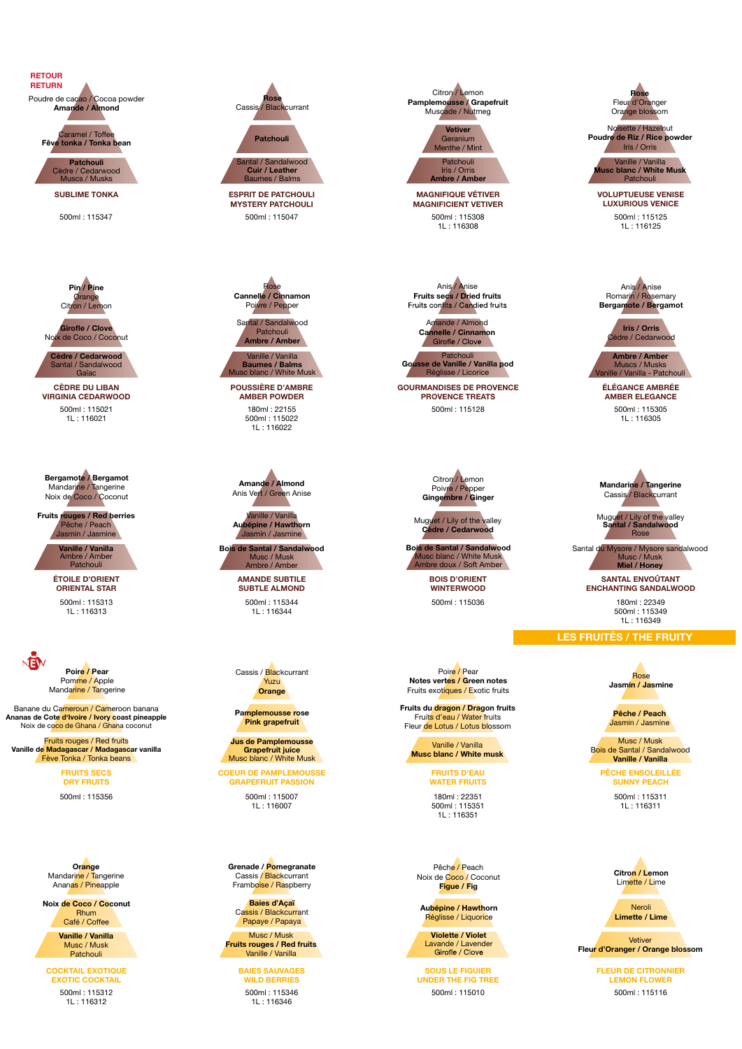**RETOUR**
**RETURN**

Poudre de cacao / Cocoa powder
**Amande / Almond**

Caramel / Toffee
**Fève tonka / Tonka bean**

**Patchouli**
Cèdre / Cedarwood
Muscs / Musks

**SUBLIME TONKA**

500ml : 115347

---

**Rose**
Cassis / Blackcurrant

**Patchouli**

Santal / Sandalwood
**Cuir / Leather**
Baumes / Balms

**ESPRIT DE PATCHOULI**
**MYSTERY PATCHOULI**

500ml : 115047

---

Citron / Lemon
**Pamplemousse / Grapefruit**
Muscade / Nutmeg

**Vetiver**
Geranium
Menthe / Mint

Patchouli
Iris / Orris
**Ambre / Amber**

**MAGNIFIQUE VÉTIVER**
**MAGNIFICIENT VETIVER**

500ml : 115308
1L : 116308

---

**Rose**
Fleur d'Oranger
Orange blossom

Noisette / Hazelnut
**Poudre de Riz / Rice powder**
Iris / Orris

Vanille / Vanilla
**Musc blanc / White Musk**
Patchouli

**VOLUPTUEUSE VENISE**
**LUXURIOUS VENICE**

500ml : 115125
1L : 116125

---

**Pin / Pine**
Orange
Citron / Lemon

**Girofle / Clove**
Noix de Coco / Coconut

**Cèdre / Cedarwood**
Santal / Sandalwood
Gaïac

**CÈDRE DU LIBAN**
**VIRGINIA CEDARWOOD**

500ml : 115021
1L : 116021

---

Rose
**Cannelle / Cinnamon**
Poivre / Pepper

Santal / Sandalwood
Patchouli
**Ambre / Amber**

Vanille / Vanilla
**Baumes / Balms**
Musc blanc / White Musk

**POUSSIÈRE D'AMBRE**
**AMBER POWDER**

180ml : 22155
500ml : 115022
1L : 116022

---

Anis / Anise
**Fruits secs / Dried fruits**
Fruits confits / Candied fruits

Amande / Almond
**Cannelle / Cinnamon**
Girofle / Clove

Patchouli
**Gousse de Vanille / Vanilla pod**
Réglisse / Licorice

**GOURMANDISES DE PROVENCE**
**PROVENCE TREATS**

500ml : 115128

---

Anis / Anise
Romarin / Rosemary
**Bergamote / Bergamot**

**Iris / Orris**
Cèdre / Cedarwood

**Ambre / Amber**
Muscs / Musks
Vanille / Vanilla - Patchouli

**ÉLÉGANCE AMBRÉE**
**AMBER ELEGANCE**

500ml : 115305
1L : 116305

---

**Bergamote / Bergamot**
Mandarine / Tangerine
Noix de Coco / Coconut

**Fruits rouges / Red berries**
Pêche / Peach
Jasmin / Jasmine

**Vanille / Vanilla**
Ambre / Amber
Patchouli

**ÉTOILE D'ORIENT**
**ORIENTAL STAR**

500ml : 115313
1L : 116313

---

**Amande / Almond**
Anis Vert / Green Anise

Vanille / Vanilla
**Aubépine / Hawthorn**
Jasmin / Jasmine

**Bois de Santal / Sandalwood**
Musc / Musk
Ambre / Amber

**AMANDE SUBTILE**
**SUBTLE ALMOND**

500ml : 115344
1L : 116344

---

Citron / Lemon
Poivre / Pepper
**Gingembre / Ginger**

Muguet / Lily of the valley
**Cèdre / Cedarwood**

**Bois de Santal / Sandalwood**
Musc blanc / White Musk
Ambre doux / Soft Amber

**BOIS D'ORIENT**
**WINTERWOOD**

500ml : 115036

---

**Mandarine / Tangerine**
Cassis / Blackcurrant

Muguet / Lily of the valley
**Santal / Sandalwood**
Rose

Santal du Mysore / Mysore sandalwood
Musc / Musk
**Miel / Honey**

**SANTAL ENVOÛTANT**
**ENCHANTING SANDALWOOD**

180ml : 22349
500ml : 115349
1L : 116349

---

## LES FRUITÉS / THE FRUITY

NEW

**Poire / Pear**
Pomme / Apple
Mandarine / Tangerine

Banane du Cameroun / Cameroon banana
**Ananas de Cote d'Ivoire / Ivory coast pineapple**
Noix de coco de Ghana / Ghana coconut

Fruits rouges / Red fruits
**Vanille de Madagascar / Madagascar vanilla**
Fève Tonka / Tonka beans

**FRUITS SECS**
**DRY FRUITS**

500ml : 115356

---

Cassis / Blackcurrant
Yuzu
**Orange**

**Pamplemousse rose**
**Pink grapefruit**

**Jus de Pamplemousse**
**Grapefruit juice**
Musc blanc / White Musk

**COEUR DE PAMPLEMOUSSE**
**GRAPEFRUIT PASSION**

500ml : 115007
1L : 116007

---

Poire / Pear
**Notes vertes / Green notes**
Fruits exotiques / Exotic fruits

**Fruits du dragon / Dragon fruits**
Fruits d'eau / Water fruits
Fleur de Lotus / Lotus blossom

Vanille / Vanilla
**Musc blanc / White musk**

**FRUITS D'EAU**
**WATER FRUITS**

180ml : 22351
500ml : 115351
1L : 116351

---

Rose
**Jasmin / Jasmine**

**Pêche / Peach**
Jasmin / Jasmine

Musc / Musk
Bois de Santal / Sandalwood
**Vanille / Vanilla**

**PÊCHE ENSOLEILLÉE**
**SUNNY PEACH**

500ml : 115311
1L : 116311

---

**Orange**
Mandarine / Tangerine
Ananas / Pineapple

**Noix de Coco / Coconut**
Rhum
Café / Coffee

**Vanille / Vanilla**
Musc / Musk
Patchouli

**COCKTAIL EXOTIQUE**
**EXOTIC COCKTAIL**

500ml : 115312
1L : 116312

---

**Grenade / Pomegranate**
Cassis / Blackcurrant
Framboise / Raspberry

**Baies d'Açaï**
Cassis / Blackcurrant
Papaye / Papaya

Musc / Musk
**Fruits rouges / Red fruits**
Vanille / Vanilla

**BAIES SAUVAGES**
**WILD BERRIES**

500ml : 115346
1L : 116346

---

Pêche / Peach
Noix de Coco / Coconut
**Figue / Fig**

**Aubépine / Hawthorn**
Réglisse / Liquorice

**Violette / Violet**
Lavande / Lavender
Girofle / Clove

**SOUS LE FIGUIER**
**UNDER THE FIG TREE**

500ml : 115010

---

**Citron / Lemon**
Limette / Lime

Neroli
**Limette / Lime**

Vetiver
**Fleur d'Oranger / Orange blossom**

**FLEUR DE CITRONNIER**
**LEMON FLOWER**

500ml : 115116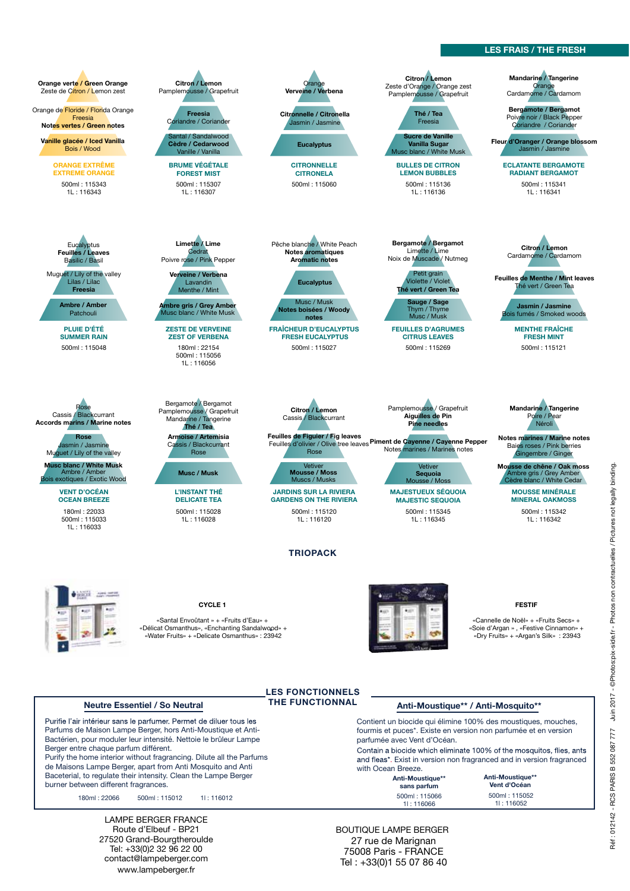## LES FRAIS / THE FRESH

**Orange verte / Green Orange**
Zeste de Citron / Lemon zest
Orange de Floride / Florida Orange
Freesia
**Notes vertes / Green notes**
**Vanille glacée / Iced Vanilla**
Bois / Wood

**ORANGE EXTRÊME**
**EXTREME ORANGE**
500ml : 115343
1L : 116343

**Citron / Lemon**
Pamplemousse / Grapefruit
**Freesia**
Coriandre / Coriander
Santal / Sandalwood
**Cèdre / Cedarwood**
Vanille / Vanilla

**BRUME VÉGÉTALE**
**FOREST MIST**
500ml : 115307
1L : 116307

Orange
**Verveine / Verbena**
**Citronnelle / Citronella**
Jasmin / Jasmine
**Eucalyptus**

**CITRONNELLE**
**CITRONELA**
500ml : 115060

**Citron / Lemon**
Zeste d'Orange / Orange zest
Pamplemousse / Grapefruit
**Thé / Tea**
Freesia
**Sucre de Vanille**
**Vanilla Sugar**
Musc blanc / White Musk

**BULLES DE CITRON**
**LEMON BUBBLES**
500ml : 115136
1L : 116136

**Mandarine / Tangerine**
Orange
Cardamome / Cardamom
**Bergamote / Bergamot**
Poivre noir / Black Pepper
Coriandre / Coriander
**Fleur d'Oranger / Orange blossom**
Jasmin / Jasmine

**ECLATANTE BERGAMOTE**
**RADIANT BERGAMOT**
500ml : 115341
1L : 116341

Eucalyptus
**Feuilles / Leaves**
Basilic / Basil
Muguet / Lily of the valley
Lilas / Lilac
**Freesia**
**Ambre / Amber**
Patchouli

**PLUIE D'ÉTÉ**
**SUMMER RAIN**
500ml : 115048

**Limette / Lime**
Cedrat
Poivre rose / Pink Pepper
**Verveine / Verbena**
Lavandin
Menthe / Mint
**Ambre gris / Grey Amber**
Musc blanc / White Musk

**ZESTE DE VERVEINE**
**ZEST OF VERBENA**
180ml : 22154
500ml : 115056
1L : 116056

Pêche blanche / White Peach
**Notes aromatiques**
**Aromatic notes**
**Eucalyptus**
Musc / Musk
**Notes boisées / Woody notes**

**FRAÎCHEUR D'EUCALYPTUS**
**FRESH EUCALYPTUS**
500ml : 115027

**Bergamote / Bergamot**
Limette / Lime
Noix de Muscade / Nutmeg
Petit grain
Violette / Violet
**Thé vert / Green Tea**
**Sauge / Sage**
Thym / Thyme
Musc / Musk

**FEUILLES D'AGRUMES**
**CITRUS LEAVES**
500ml : 115269

**Citron / Lemon**
Cardamome / Cardamom
**Feuilles de Menthe / Mint leaves**
Thé vert / Green Tea
**Jasmin / Jasmine**
Bois fumés / Smoked woods

**MENTHE FRAÎCHE**
**FRESH MINT**
500ml : 115121

Rose
Cassis / Blackcurrant
**Accords marins / Marine notes**
**Rose**
Jasmin / Jasmine
Muguet / Lily of the valley
**Musc blanc / White Musk**
Ambre / Amber
Bois exotiques / Exotic Wood

**VENT D'OCÉAN**
**OCEAN BREEZE**
180ml : 22033
500ml : 115033
1L : 116033

Bergamote / Bergamot
Pamplemousse / Grapefruit
Mandarine / Tangerine
**Thé / Tea**
**Armoise / Artemisia**
Cassis / Blackcurrant
Rose
**Musc / Musk**

**L'INSTANT THÉ**
**DELICATE TEA**
500ml : 115028
1L : 116028

**Citron / Lemon**
Cassis / Blackcurrant
**Feuilles de Figuier / Fig leaves**
Feuilles d'olivier / Olive tree leaves
Rose
Vetiver
**Mousse / Moss**
Muscs / Musks

**JARDINS SUR LA RIVIERA**
**GARDENS ON THE RIVIERA**
500ml : 115120
1L : 116120

Pamplemousse / Grapefruit
**Aiguilles de Pin**
**Pine needles**
**Piment de Cayenne / Cayenne Pepper**
Notes marines / Marines notes
Vetiver
**Sequoia**
Mousse / Moss

**MAJESTUEUX SÉQUOIA**
**MAJESTIC SEQUOIA**
500ml : 115345
1L : 116345

**Mandarine / Tangerine**
Poire / Pear
Néroli
**Notes marines / Marine notes**
Baies roses / Pink berries
Gingembre / Ginger
**Mousse de chêne / Oak moss**
Ambre gris / Grey Amber
Cèdre blanc / White Cedar

**MOUSSE MINÉRALE**
**MINERAL OAKMOSS**
500ml : 115342
1L : 116342

## TRIOPACK

**CYCLE 1**

«Santal Envoûtant » + «Fruits d'Eau» + «Délicat Osmanthus», «Enchanting Sandalwood» + «Water Fruits» + «Delicate Osmanthus» : 23942

**FESTIF**

«Cannelle de Noël» + «Fruits Secs» + «Soie d'Argan » , «Festive Cinnamon» + «Dry Fruits» + «Argan's Silk» : 23943

## LES FONCTIONNELS
## THE FUNCTIONNAL

### Neutre Essentiel / So Neutral

Purifie l'air intérieur sans le parfumer. Permet de diluer tous les Parfums de Maison Lampe Berger, hors Anti-Moustique et Anti-Bactérien, pour moduler leur intensité. Nettoie le brûleur Lampe Berger entre chaque parfum différent.

Purify the home interior without fragrancing. Dilute all the Parfums de Maisons Lampe Berger, apart from Anti Mosquito and Anti Baceterial, to regulate their intensity. Clean the Lampe Berger burner between different fragrances.

180ml : 22066 500ml : 115012 1l : 116012

### Anti-Moustique** / Anti-Mosquito**

Contient un biocide qui élimine 100% des moustiques, mouches, fourmis et puces*. Existe en version non parfumée et en version parfumée avec Vent d'Océan.

Contain a biocide which eliminate 100% of the mosquitos, flies, ants and fleas*. Exist in version non fragranced and in version fragranced with Ocean Breeze.

**Anti-Moustique****
**sans parfum**
500ml : 115066
1l : 116066

**Anti-Moustique****
**Vent d'Océan**
500ml : 115052
1l : 116052

LAMPE BERGER FRANCE
Route d'Elbeuf - BP21
27520 Grand-Bourgtheroulde
Tel: +33(0)2 32 96 22 00
contact@lampeberger.com
www.lampeberger.fr

BOUTIQUE LAMPE BERGER
27 rue de Marignan
75008 Paris - FRANCE
Tel : +33(0)1 55 07 86 40

Réf : 012142 - RCS PARIS B 552 087 777 Juin 2017 - ©Photos:pix-side.fr - Photos non contractuelles / Pictures not legally binding.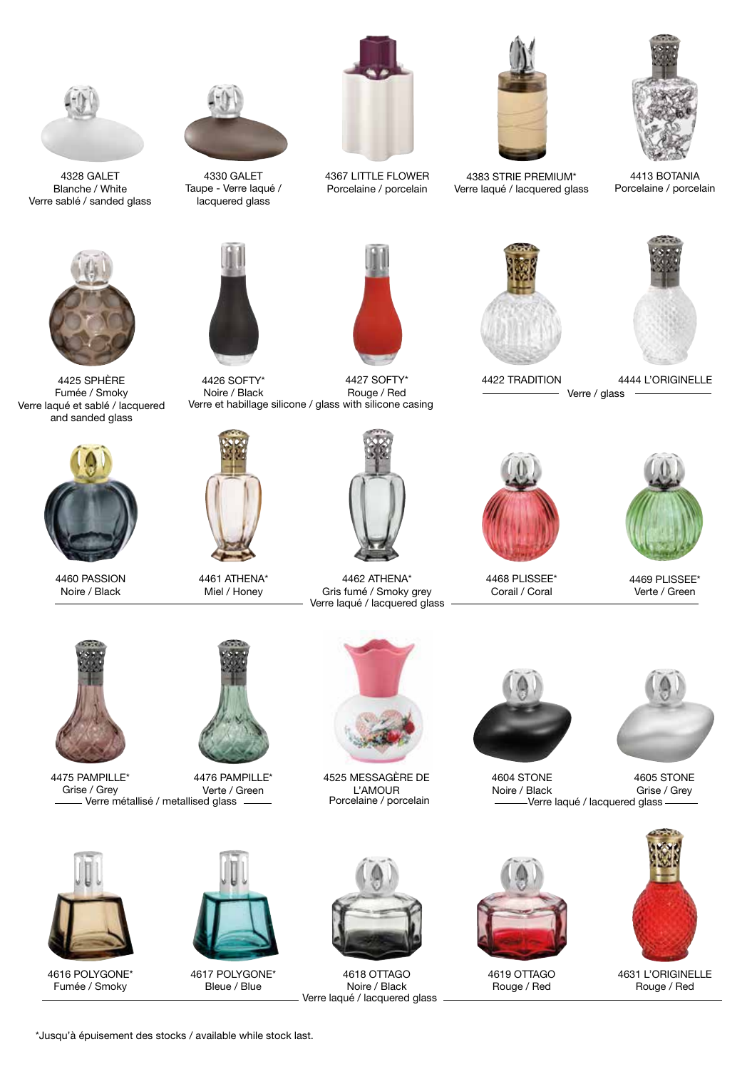4328 GALET
Blanche / White
Verre sablé / sanded glass

4330 GALET
Taupe - Verre laqué / lacquered glass

4367 LITTLE FLOWER
Porcelaine / porcelain

4383 STRIE PREMIUM*
Verre laqué / lacquered glass

4413 BOTANIA
Porcelaine / porcelain

4425 SPHÈRE
Fumée / Smoky
Verre laqué et sablé / lacquered and sanded glass

4426 SOFTY*
Noire / Black

4427 SOFTY*
Rouge / Red

Verre et habillage silicone / glass with silicone casing

4422 TRADITION

4444 L'ORIGINELLE

Verre / glass

4460 PASSION
Noire / Black

4461 ATHENA*
Miel / Honey

4462 ATHENA*
Gris fumé / Smoky grey

4468 PLISSEE*
Corail / Coral

4469 PLISSEE*
Verte / Green

Verre laqué / lacquered glass

4475 PAMPILLE*
Grise / Grey

4476 PAMPILLE*
Verte / Green

Verre métallisé / metallised glass

4525 MESSAGÈRE DE L'AMOUR
Porcelaine / porcelain

4604 STONE
Noire / Black

4605 STONE
Grise / Grey

Verre laqué / lacquered glass

4616 POLYGONE*
Fumée / Smoky

4617 POLYGONE*
Bleue / Blue

4618 OTTAGO
Noire / Black

4619 OTTAGO
Rouge / Red

4631 L'ORIGINELLE
Rouge / Red

Verre laqué / lacquered glass

*Jusqu'à épuisement des stocks / available while stock last.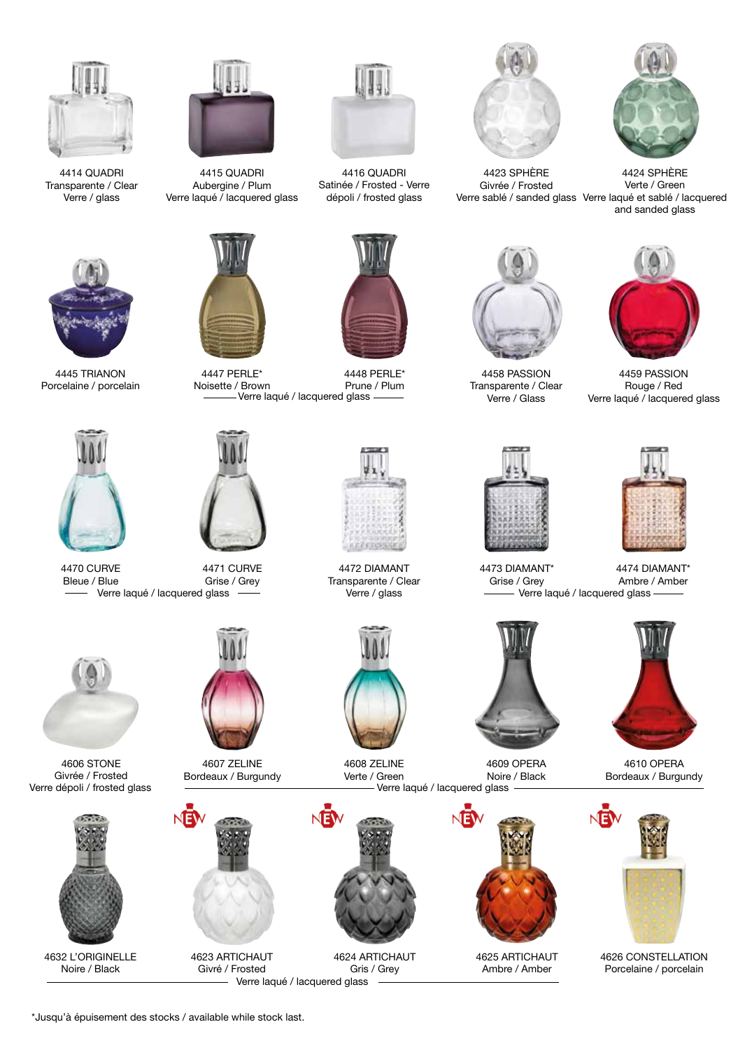4414 QUADRI
Transparente / Clear
Verre / glass

4415 QUADRI
Aubergine / Plum
Verre laqué / lacquered glass

4416 QUADRI
Satinée / Frosted - Verre dépoli / frosted glass

4423 SPHÈRE
Givrée / Frosted
Verre sablé / sanded glass

4424 SPHÈRE
Verte / Green
Verre laqué et sablé / lacquered and sanded glass

4445 TRIANON
Porcelaine / porcelain

4447 PERLE*
Noisette / Brown

4448 PERLE*
Prune / Plum

Verre laqué / lacquered glass

4458 PASSION
Transparente / Clear
Verre / Glass

4459 PASSION
Rouge / Red
Verre laqué / lacquered glass

4470 CURVE
Bleue / Blue

4471 CURVE
Grise / Grey

Verre laqué / lacquered glass

4472 DIAMANT
Transparente / Clear
Verre / glass

4473 DIAMANT*
Grise / Grey

4474 DIAMANT*
Ambre / Amber

Verre laqué / lacquered glass

4606 STONE
Givrée / Frosted
Verre dépoli / frosted glass

4607 ZELINE
Bordeaux / Burgundy

4608 ZELINE
Verte / Green

4609 OPERA
Noire / Black

4610 OPERA
Bordeaux / Burgundy

Verre laqué / lacquered glass

4632 L'ORIGINELLE
Noire / Black

NEW
4623 ARTICHAUT
Givré / Frosted

NEW
4624 ARTICHAUT
Gris / Grey

NEW
4625 ARTICHAUT
Ambre / Amber

Verre laqué / lacquered glass

NEW
4626 CONSTELLATION
Porcelaine / porcelain

*Jusqu'à épuisement des stocks / available while stock last.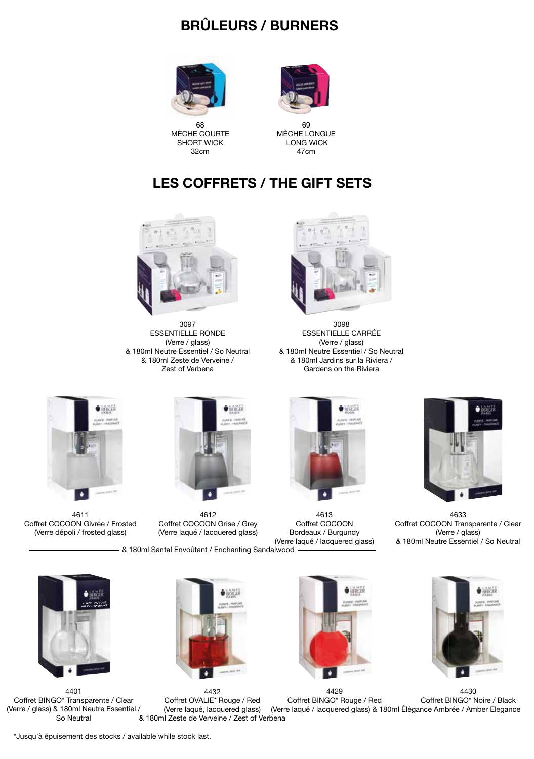## BRÛLEURS / BURNERS

68
MÈCHE COURTE
SHORT WICK
32cm

69
MÈCHE LONGUE
LONG WICK
47cm

## LES COFFRETS / THE GIFT SETS

3097
ESSENTIELLE RONDE
(Verre / glass)
& 180ml Neutre Essentiel / So Neutral
& 180ml Zeste de Verveine /
Zest of Verbena

3098
ESSENTIELLE CARRÉE
(Verre / glass)
& 180ml Neutre Essentiel / So Neutral
& 180ml Jardins sur la Riviera /
Gardens on the Riviera

4611
Coffret COCOON Givrée / Frosted
(Verre dépoli / frosted glass)

4612
Coffret COCOON Grise / Grey
(Verre laqué / lacquered glass)

4613
Coffret COCOON
Bordeaux / Burgundy
(Verre laqué / lacquered glass)

& 180ml Santal Envoûtant / Enchanting Sandalwood

4633
Coffret COCOON Transparente / Clear
(Verre / glass)
& 180ml Neutre Essentiel / So Neutral

4401
Coffret BINGO* Transparente / Clear
(Verre / glass) & 180ml Neutre Essentiel /
So Neutral

4432
Coffret OVALIE* Rouge / Red
(Verre laqué, lacquered glass)
& 180ml Zeste de Verveine / Zest of Verbena

4429
Coffret BINGO* Rouge / Red

4430
Coffret BINGO* Noire / Black

(Verre laqué / lacquered glass) & 180ml Élégance Ambrée / Amber Elegance

*Jusqu'à épuisement des stocks / available while stock last.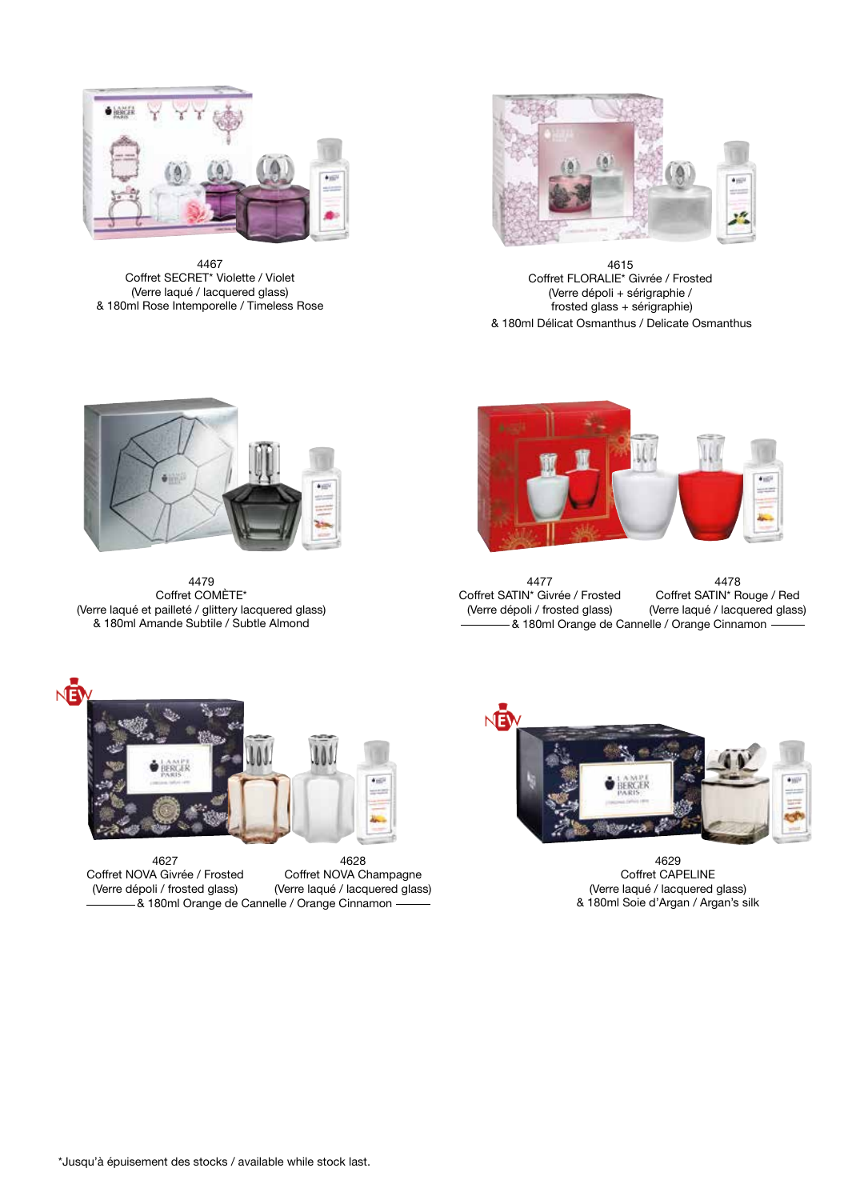4467
Coffret SECRET* Violette / Violet
(Verre laqué / lacquered glass)
& 180ml Rose Intemporelle / Timeless Rose

4615
Coffret FLORALIE* Givrée / Frosted
(Verre dépoli + sérigraphie /
frosted glass + sérigraphie)
& 180ml Délicat Osmanthus / Delicate Osmanthus

4479
Coffret COMÈTE*
(Verre laqué et pailleté / glittery lacquered glass)
& 180ml Amande Subtile / Subtle Almond

4477
Coffret SATIN* Givrée / Frosted
(Verre dépoli / frosted glass)

4478
Coffret SATIN* Rouge / Red
(Verre laqué / lacquered glass)

& 180ml Orange de Cannelle / Orange Cinnamon

NEW

4627
Coffret NOVA Givrée / Frosted
(Verre dépoli / frosted glass)

4628
Coffret NOVA Champagne
(Verre laqué / lacquered glass)

& 180ml Orange de Cannelle / Orange Cinnamon

NEW

4629
Coffret CAPELINE
(Verre laqué / lacquered glass)
& 180ml Soie d'Argan / Argan's silk

*Jusqu'à épuisement des stocks / available while stock last.